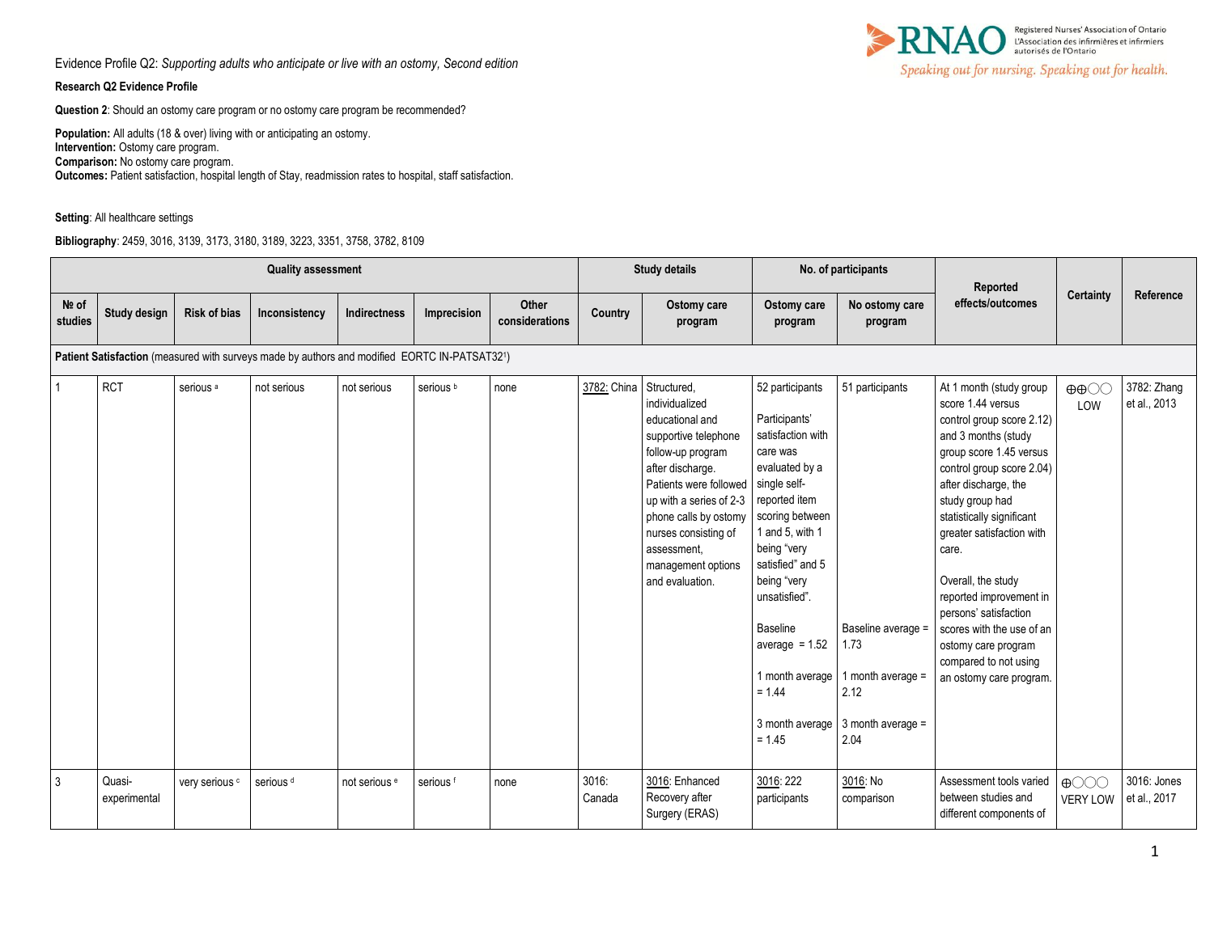Evidence Profile Q2: *Supporting adults who anticipate or live with an ostomy, Second edition*

**Research Q2 Evidence Profile**

**Question 2**: Should an ostomy care program or no ostomy care program be recommended?

**Population:** All adults (18 & over) living with or anticipating an ostomy.
**Intervention:** Ostomy care program.
**Comparison:** No ostomy care program.
**Outcomes:** Patient satisfaction, hospital length of Stay, readmission rates to hospital, staff satisfaction.

**Setting**: All healthcare settings

**Bibliography**: 2459, 3016, 3139, 3173, 3180, 3189, 3223, 3351, 3758, 3782, 8109

| Quality assessment | | | | | | Study details | | No. of participants | | Reported effects/outcomes | Certainty | Reference |
|---|---|---|---|---|---|---|---|---|---|---|---|---|
| № of studies | Study design | Risk of bias | Inconsistency | Indirectness | Imprecision | Other considerations | Country | Ostomy care program | Ostomy care program | No ostomy care program | | | |
| **Patient Satisfaction** (measured with surveys made by authors and modified EORTC IN-PATSAT32[1]) | | | | | | | | | | | | |
| 1 | RCT | serious [a] | not serious | not serious | serious [b] | none | 3782: China | Structured, individualized educational and supportive telephone follow-up program after discharge. Patients were followed up with a series of 2-3 phone calls by ostomy nurses consisting of assessment, management options and evaluation. | 52 participants<br><br>Participants' satisfaction with care was evaluated by a single self-reported item scoring between 1 and 5, with 1 being "very satisfied" and 5 being "very unsatisfied".<br><br>Baseline average = 1.52<br><br>1 month average = 1.44<br><br>3 month average = 1.45 | 51 participants<br><br>Baseline average = 1.73<br><br>1 month average = 2.12<br><br>3 month average = 2.04 | At 1 month (study group score 1.44 versus control group score 2.12) and 3 months (study group score 1.45 versus control group score 2.04) after discharge, the study group had statistically significant greater satisfaction with care.<br><br>Overall, the study reported improvement in persons' satisfaction scores with the use of an ostomy care program compared to not using an ostomy care program. | ⊕⊕◯◯ LOW | 3782: Zhang et al., 2013 |
| 3 | Quasi-experimental | very serious [c] | serious [d] | not serious [e] | serious [f] | none | 3016: Canada | 3016: Enhanced Recovery after Surgery (ERAS) | 3016: 222 participants | 3016: No comparison | Assessment tools varied between studies and different components of | ⊕◯◯◯ VERY LOW | 3016: Jones et al., 2017 |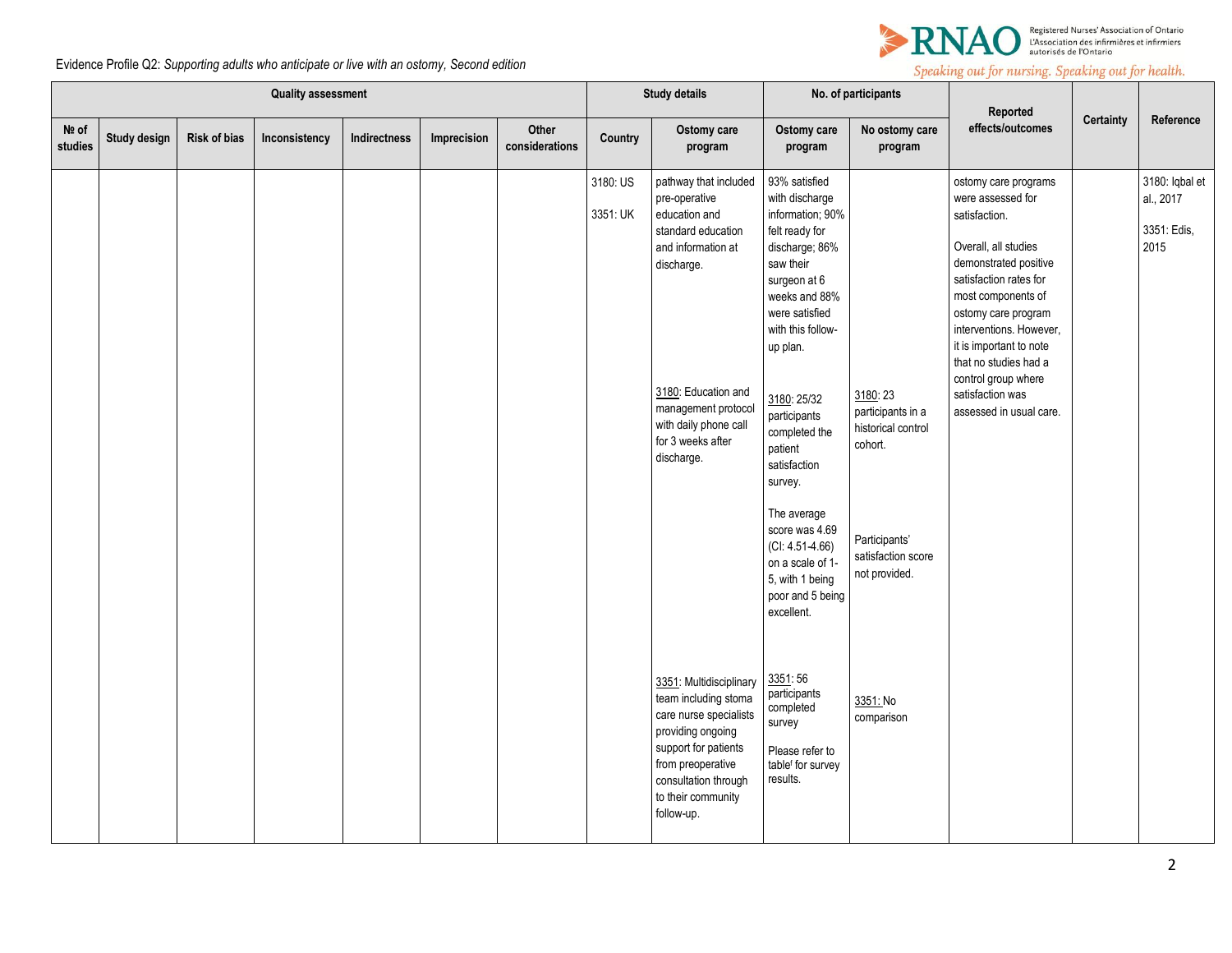Evidence Profile Q2: *Supporting adults who anticipate or live with an ostomy, Second edition*

| Quality assessment | | | | | | | Study details | | No. of participants | | Reported effects/outcomes | Certainty | Reference |
|---|---|---|---|---|---|---|---|---|---|---|---|---|---|
| № of studies | Study design | Risk of bias | Inconsistency | Indirectness | Imprecision | Other considerations | Country | Ostomy care program | Ostomy care program | No ostomy care program | | | |
| | | | | | | | 3180: US<br><br>3351: UK | pathway that included pre-operative education and standard education and information at discharge.<br><br>3180: Education and management protocol with daily phone call for 3 weeks after discharge.<br><br>3351: Multidisciplinary team including stoma care nurse specialists providing ongoing support for patients from preoperative consultation through to their community follow-up. | 93% satisfied with discharge information; 90% felt ready for discharge; 86% saw their surgeon at 6 weeks and 88% were satisfied with this follow-up plan.<br><br>3180: 25/32 participants completed the patient satisfaction survey.<br><br>The average score was 4.69 (CI: 4.51-4.66) on a scale of 1-5, with 1 being poor and 5 being excellent.<br><br>3351: 56 participants completed survey<br><br>Please refer to table[f] for survey results. | 3180: 23 participants in a historical control cohort.<br><br>Participants' satisfaction score not provided.<br><br>3351: No comparison | ostomy care programs were assessed for satisfaction.<br><br>Overall, all studies demonstrated positive satisfaction rates for most components of ostomy care program interventions. However, it is important to note that no studies had a control group where satisfaction was assessed in usual care. | | 3180: Iqbal et al., 2017<br><br>3351: Edis, 2015 |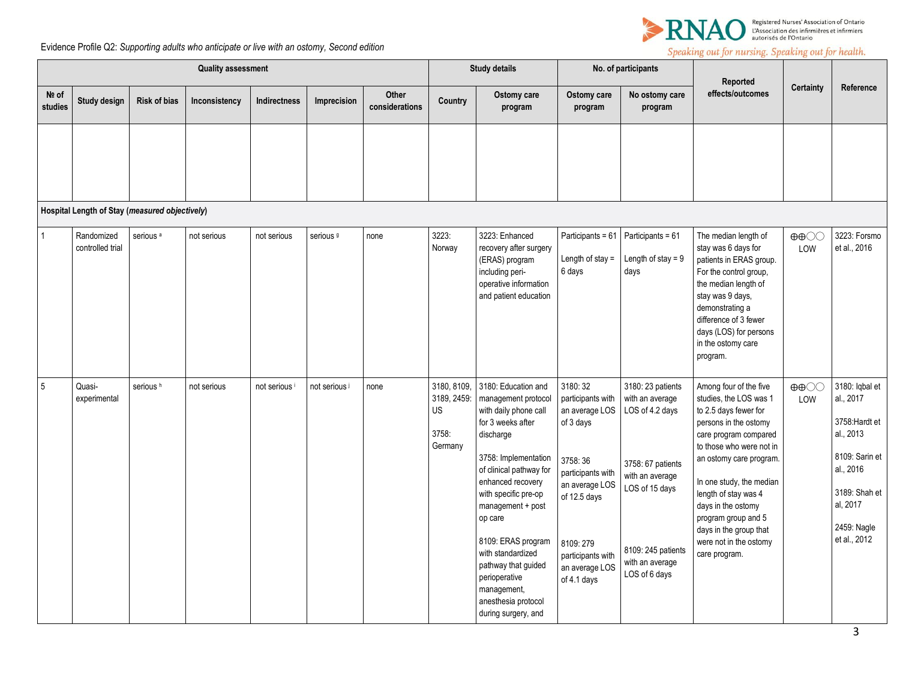| Quality assessment | | | | | | | Study details | | No. of participants | | Reported effects/outcomes | Certainty | Reference |
|---|---|---|---|---|---|---|---|---|---|---|---|---|---|
| № of studies | Study design | Risk of bias | Inconsistency | Indirectness | Imprecision | Other considerations | Country | Ostomy care program | Ostomy care program | No ostomy care program | | | |
| | | | | | | | | | | | | | |
| **Hospital Length of Stay (*measured objectively*)** | | | | | | | | | | | | | |
| 1 | Randomized controlled trial | serious [a] | not serious | not serious | serious [g] | none | 3223: Norway | 3223: Enhanced recovery after surgery (ERAS) program including peri-operative information and patient education | Participants = 61<br><br>Length of stay = 6 days | Participants = 61<br><br>Length of stay = 9 days | The median length of stay was 6 days for patients in ERAS group. For the control group, the median length of stay was 9 days, demonstrating a difference of 3 fewer days (LOS) for persons in the ostomy care program. | ⊕⊕◯◯ LOW | 3223: Forsmo et al., 2016 |
| 5 | Quasi-experimental | serious [h] | not serious | not serious [i] | not serious [j] | none | 3180, 8109, 3189, 2459: US<br><br>3758: Germany | 3180: Education and management protocol with daily phone call for 3 weeks after discharge<br><br>3758: Implementation of clinical pathway for enhanced recovery with specific pre-op management + post op care<br><br>8109: ERAS program with standardized pathway that guided perioperative management, anesthesia protocol during surgery, and | 3180: 32 participants with an average LOS of 3 days<br><br>3758: 36 participants with an average LOS of 12.5 days<br><br>8109: 279 participants with an average LOS of 4.1 days | 3180: 23 patients with an average LOS of 4.2 days<br><br>3758: 67 patients with an average LOS of 15 days<br><br>8109: 245 patients with an average LOS of 6 days | Among four of the five studies, the LOS was 1 to 2.5 days fewer for persons in the ostomy care program compared to those who were not in an ostomy care program.<br><br>In one study, the median length of stay was 4 days in the ostomy program group and 5 days in the group that were not in the ostomy care program. | ⊕⊕◯◯ LOW | 3180: Iqbal et al., 2017<br><br>3758:Hardt et al., 2013<br><br>8109: Sarin et al., 2016<br><br>3189: Shah et al, 2017<br><br>2459: Nagle et al., 2012 |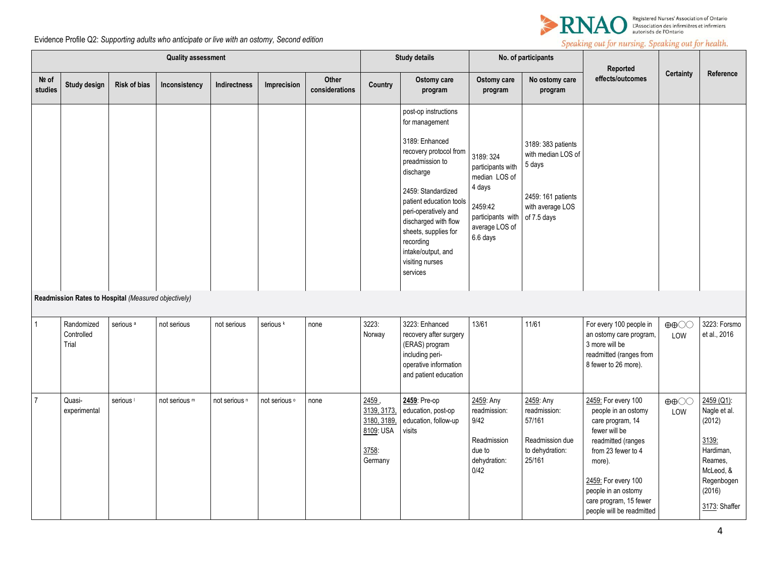Evidence Profile Q2: *Supporting adults who anticipate or live with an ostomy, Second edition*

| Quality assessment | | | | | | | Study details | | No. of participants | | Reported effects/outcomes | Certainty | Reference |
|---|---|---|---|---|---|---|---|---|---|---|---|---|---|
| № of studies | Study design | Risk of bias | Inconsistency | Indirectness | Imprecision | Other considerations | Country | Ostomy care program | Ostomy care program | No ostomy care program | | | |
| | | | | | | | | post-op instructions for management<br><br>3189: Enhanced recovery protocol from preadmission to discharge<br><br>2459: Standardized patient education tools peri-operatively and discharged with flow sheets, supplies for recording intake/output, and visiting nurses services | 3189: 324 participants with median LOS of 4 days<br><br>2459:42 participants with average LOS of 6.6 days | 3189: 383 patients with median LOS of 5 days<br><br>2459: 161 patients with average LOS of 7.5 days | | | |
| **Readmission Rates to Hospital** *(Measured objectively)* | | | | | | | | | | | | | |
| 1 | Randomized Controlled Trial | serious [a] | not serious | not serious | serious [k] | none | 3223: Norway | 3223: Enhanced recovery after surgery (ERAS) program including peri-operative information and patient education | 13/61 | 11/61 | For every 100 people in an ostomy care program, 3 more will be readmitted (ranges from 8 fewer to 26 more). | ⊕⊕◯◯ LOW | 3223: Forsmo et al., 2016 |
| 7 | Quasi-experimental | serious [l] | not serious [m] | not serious [n] | not serious [o] | none | 2459 , 3139, 3173, 3180, 3189, 8109: USA<br><br>3758: Germany | **2459**: Pre-op education, post-op education, follow-up visits | 2459: Any readmission: 9/42<br><br>Readmission due to dehydration: 0/42 | 2459: Any readmission: 57/161<br><br>Readmission due to dehydration: 25/161 | 2459: For every 100 people in an ostomy care program, 14 fewer will be readmitted (ranges from 23 fewer to 4 more).<br><br>2459: For every 100 people in an ostomy care program, 15 fewer people will be readmitted | ⊕⊕◯◯ LOW | 2459 (Q1): Nagle et al. (2012)<br><br>3139: Hardiman, Reames, McLeod, & Regenbogen (2016)<br><br>3173: Shaffer |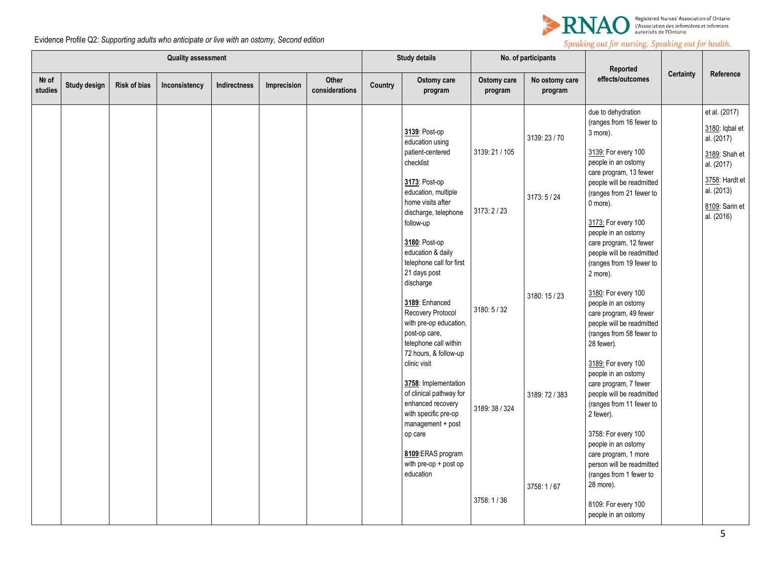Evidence Profile Q2: *Supporting adults who anticipate or live with an ostomy, Second edition*

| Quality assessment | | | | | | | Study details | | No. of participants | | Reported effects/outcomes | Certainty | Reference |
|---|---|---|---|---|---|---|---|---|---|---|---|---|---|
| № of studies | Study design | Risk of bias | Inconsistency | Indirectness | Imprecision | Other considerations | Country | Ostomy care program | Ostomy care program | No ostomy care program | | | |
| | | | | | | | | **3139**: Post-op education using patient-centered checklist<br><br>**3173**: Post-op education, multiple home visits after discharge, telephone follow-up<br><br>**3180**: Post-op education & daily telephone call for first 21 days post discharge<br><br>**3189**: Enhanced Recovery Protocol with pre-op education, post-op care, telephone call within 72 hours, & follow-up clinic visit<br><br>**3758**: Implementation of clinical pathway for enhanced recovery with specific pre-op management + post op care<br><br>**8109**:ERAS program with pre-op + post op education | 3139: 21 / 105<br><br>3173: 2 / 23<br><br>3180: 5 / 32<br><br>3189: 38 / 324<br><br>3758: 1 / 36 | 3139: 23 / 70<br><br>3173: 5 / 24<br><br>3180: 15 / 23<br><br>3189: 72 / 383<br><br>3758: 1 / 67 | due to dehydration (ranges from 16 fewer to 3 more).<br><br>3139: For every 100 people in an ostomy care program, 13 fewer people will be readmitted (ranges from 21 fewer to 0 more).<br><br>3173: For every 100 people in an ostomy care program, 12 fewer people will be readmitted (ranges from 19 fewer to 2 more).<br><br>3180: For every 100 people in an ostomy care program, 49 fewer people will be readmitted (ranges from 58 fewer to 28 fewer).<br><br>3189: For every 100 people in an ostomy care program, 7 fewer people will be readmitted (ranges from 11 fewer to 2 fewer).<br><br>3758: For every 100 people in an ostomy care program, 1 more person will be readmitted (ranges from 1 fewer to 28 more).<br><br>8109: For every 100 people in an ostomy | | et al. (2017)<br><br>3180: Iqbal et al. (2017)<br><br>3189: Shah et al. (2017)<br><br>3758: Hardt et al. (2013)<br><br>8109: Sarin et al. (2016) |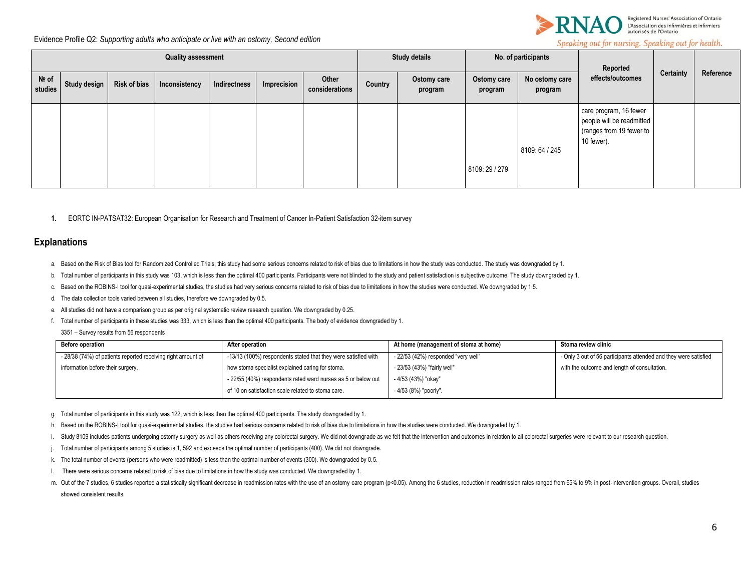| Quality assessment | | | | | | | Study details | | No. of participants | | Reported effects/outcomes | Certainty | Reference |
|---|---|---|---|---|---|---|---|---|---|---|---|---|---|
| № of studies | Study design | Risk of bias | Inconsistency | Indirectness | Imprecision | Other considerations | Country | Ostomy care program | Ostomy care program | No ostomy care program | | | |
| | | | | | | | | | 8109: 29 / 279 | 8109: 64 / 245 | care program, 16 fewer people will be readmitted (ranges from 19 fewer to 10 fewer). | | |

1. EORTC IN-PATSAT32: European Organisation for Research and Treatment of Cancer In-Patient Satisfaction 32-item survey

## Explanations

a. Based on the Risk of Bias tool for Randomized Controlled Trials, this study had some serious concerns related to risk of bias due to limitations in how the study was conducted. The study was downgraded by 1.

b. Total number of participants in this study was 103, which is less than the optimal 400 participants. Participants were not blinded to the study and patient satisfaction is subjective outcome. The study downgraded by 1.

c. Based on the ROBINS-I tool for quasi-experimental studies, the studies had very serious concerns related to risk of bias due to limitations in how the studies were conducted. We downgraded by 1.5.

d. The data collection tools varied between all studies, therefore we downgraded by 0.5.

e. All studies did not have a comparison group as per original systematic review research question. We downgraded by 0.25.

f. Total number of participants in these studies was 333, which is less than the optimal 400 participants. The body of evidence downgraded by 1.

3351 – Survey results from 56 respondents

| Before operation | After operation | At home (management of stoma at home) | Stoma review clinic |
|---|---|---|---|
| - 28/38 (74%) of patients reported receiving right amount of information before their surgery. | -13/13 (100%) respondents stated that they were satisfied with how stoma specialist explained caring for stoma.<br>- 22/55 (40%) respondents rated ward nurses as 5 or below out of 10 on satisfaction scale related to stoma care. | - 22/53 (42%) responded "very well"<br>- 23/53 (43%) "fairly well"<br>- 4/53 (43%) "okay"<br>- 4/53 (8%) "poorly". | - Only 3 out of 56 participants attended and they were satisfied with the outcome and length of consultation. |

g. Total number of participants in this study was 122, which is less than the optimal 400 participants. The study downgraded by 1.

h. Based on the ROBINS-I tool for quasi-experimental studies, the studies had serious concerns related to risk of bias due to limitations in how the studies were conducted. We downgraded by 1.

i. Study 8109 includes patients undergoing ostomy surgery as well as others receiving any colorectal surgery. We did not downgrade as we felt that the intervention and outcomes in relation to all colorectal surgeries were relevant to our research question.

j. Total number of participants among 5 studies is 1, 592 and exceeds the optimal number of participants (400). We did not downgrade.

k. The total number of events (persons who were readmitted) is less than the optimal number of events (300). We downgraded by 0.5.

l. There were serious concerns related to risk of bias due to limitations in how the study was conducted. We downgraded by 1.

m. Out of the 7 studies, 6 studies reported a statistically significant decrease in readmission rates with the use of an ostomy care program ($p<0.05$). Among the 6 studies, reduction in readmission rates ranged from 65% to 9% in post-intervention groups. Overall, studies showed consistent results.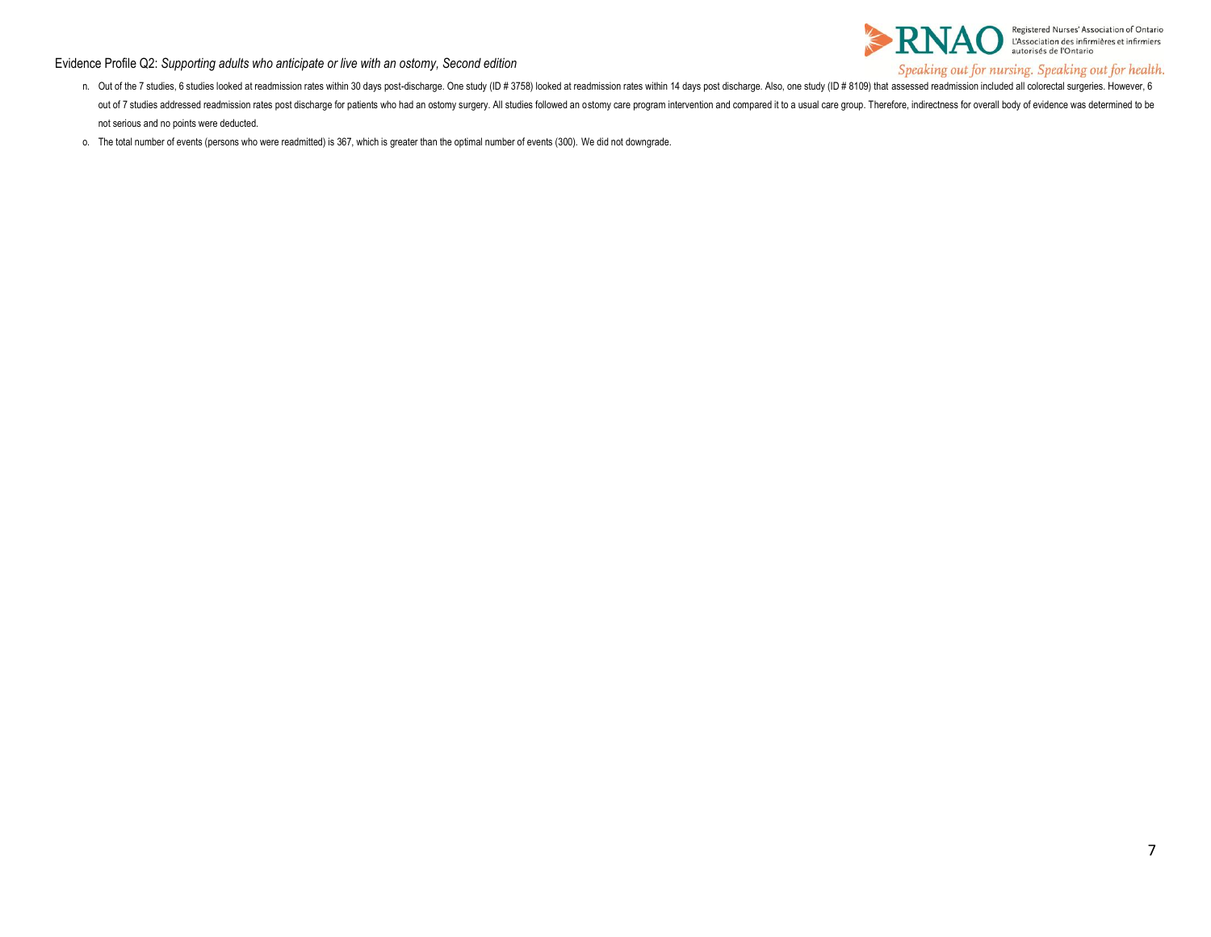n. Out of the 7 studies, 6 studies looked at readmission rates within 30 days post-discharge. One study (ID # 3758) looked at readmission rates within 14 days post discharge. Also, one study (ID # 8109) that assessed readmission included all colorectal surgeries. However, 6 out of 7 studies addressed readmission rates post discharge for patients who had an ostomy surgery. All studies followed an ostomy care program intervention and compared it to a usual care group. Therefore, indirectness for overall body of evidence was determined to be not serious and no points were deducted.

o. The total number of events (persons who were readmitted) is 367, which is greater than the optimal number of events (300). We did not downgrade.